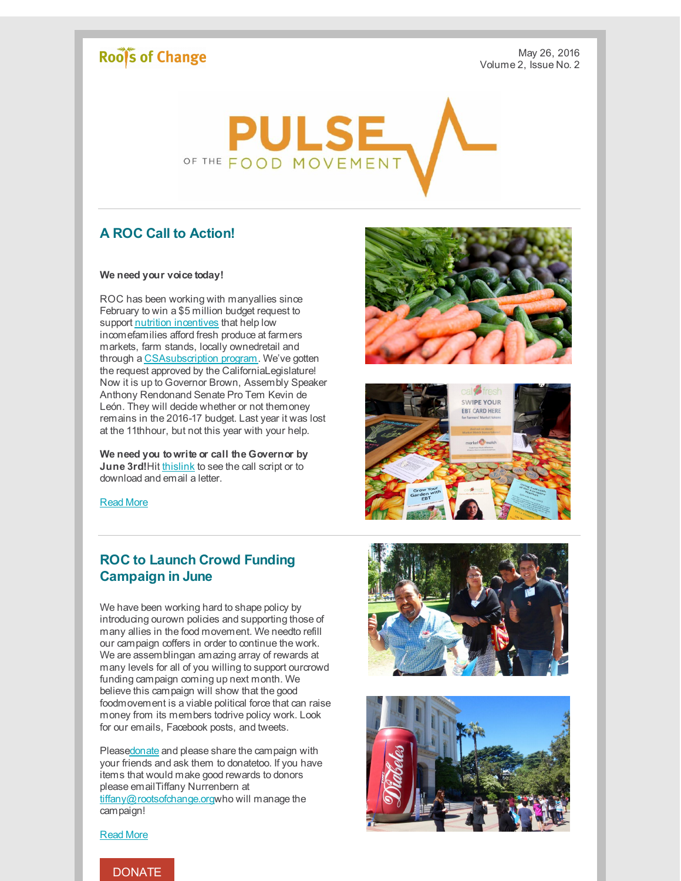Roots of Change

May 26, 2016
Volume 2, Issue No. 2

# PULSE OF THE FOOD MOVEMENT

## A ROC Call to Action!

**We need your voice today!**

ROC has been working with many allies since February to win a $5 million budget request to support nutrition incentives that help low income families afford fresh produce at farmers markets, farm stands, locally owned retail and through a CSA subscription program. We've gotten the request approved by the California Legislature! Now it is up to Governor Brown, Assembly Speaker Anthony Rendon and Senate Pro Tem Kevin de León. They will decide whether or not the money remains in the 2016-17 budget. Last year it was lost at the 11th hour, but not this year with your help.

**We need you to write or call the Governor by June 3rd!** Hit this link to see the call script or to download and email a letter.

Read More

## ROC to Launch Crowd Funding Campaign in June

We have been working hard to shape policy by introducing our own policies and supporting those of many allies in the food movement. We need to refill our campaign coffers in order to continue the work. We are assembling an amazing array of rewards at many levels for all of you willing to support our crowd funding campaign coming up next month. We believe this campaign will show that the good food movement is a viable political force that can raise money from its members to drive policy work. Look for our emails, Facebook posts, and tweets.

Please donate and please share the campaign with your friends and ask them to donate too. If you have items that would make good rewards to donors please email Tiffany Nurrenbern at tiffany@rootsofchange.org who will manage the campaign!

Read More

DONATE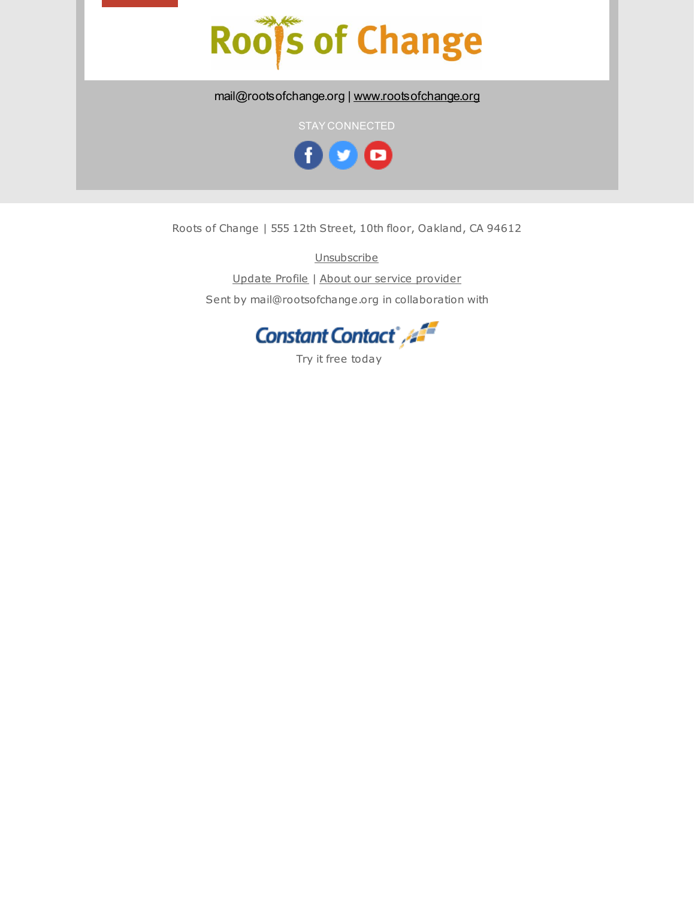Roots of Change

mail@rootsofchange.org | www.rootsofchange.org

STAY CONNECTED

Roots of Change | 555 12th Street, 10th floor, Oakland, CA 94612

Unsubscribe

Update Profile | About our service provider

Sent by mail@rootsofchange.org in collaboration with

Constant Contact

Try it free today